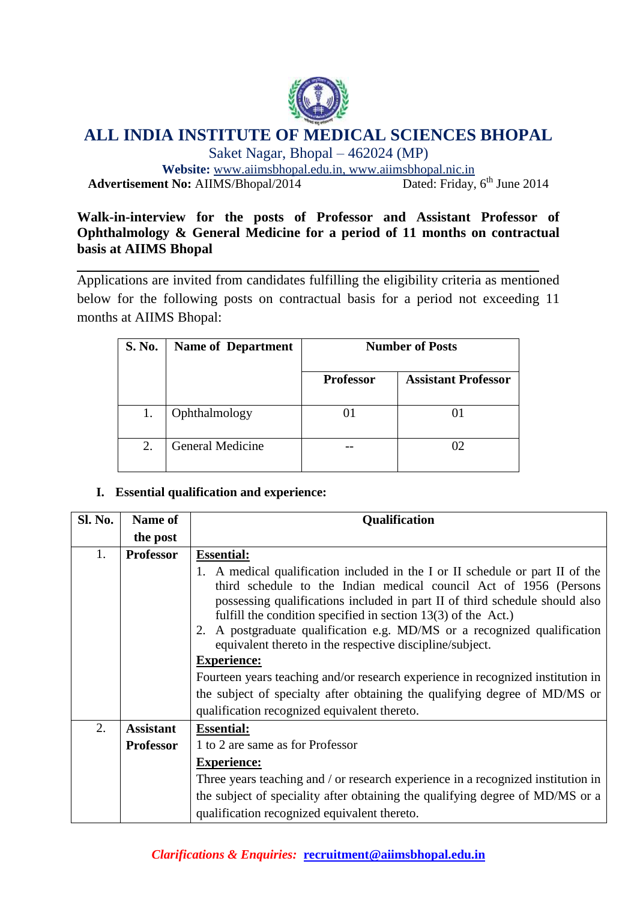# ALL INDIA INSTITUTE OF MEDICAL SCIENCES BHOPAL

Saket Nagar, Bhopal – 462024 (MP)

**Website:** www.aiimsbhopal.edu.in, www.aiimsbhopal.nic.in

**Advertisement No:** AIIMS/Bhopal/2014 Dated: Friday, 6th June 2014

**Walk-in-interview for the posts of Professor and Assistant Professor of Ophthalmology & General Medicine for a period of 11 months on contractual basis at AIIMS Bhopal**

---

Applications are invited from candidates fulfilling the eligibility criteria as mentioned below for the following posts on contractual basis for a period not exceeding 11 months at AIIMS Bhopal:

| S. No. | Name of Department | Number of Posts | |
|---|---|---|---|
| | | Professor | Assistant Professor |
| 1. | Ophthalmology | 01 | 01 |
| 2. | General Medicine | -- | 02 |

**I. Essential qualification and experience:**

| Sl. No. | Name of the post | Qualification |
|---|---|---|
| 1. | **Professor** | **Essential:**<br>1. A medical qualification included in the I or II schedule or part II of the third schedule to the Indian medical council Act of 1956 (Persons possessing qualifications included in part II of third schedule should also fulfill the condition specified in section 13(3) of the Act.)<br>2. A postgraduate qualification e.g. MD/MS or a recognized qualification equivalent thereto in the respective discipline/subject.<br>**Experience:**<br>Fourteen years teaching and/or research experience in recognized institution in the subject of specialty after obtaining the qualifying degree of MD/MS or qualification recognized equivalent thereto. |
| 2. | **Assistant Professor** | **Essential:**<br>1 to 2 are same as for Professor<br>**Experience:**<br>Three years teaching and / or research experience in a recognized institution in the subject of speciality after obtaining the qualifying degree of MD/MS or a qualification recognized equivalent thereto. |

***Clarifications & Enquiries:*** **recruitment@aiimsbhopal.edu.in**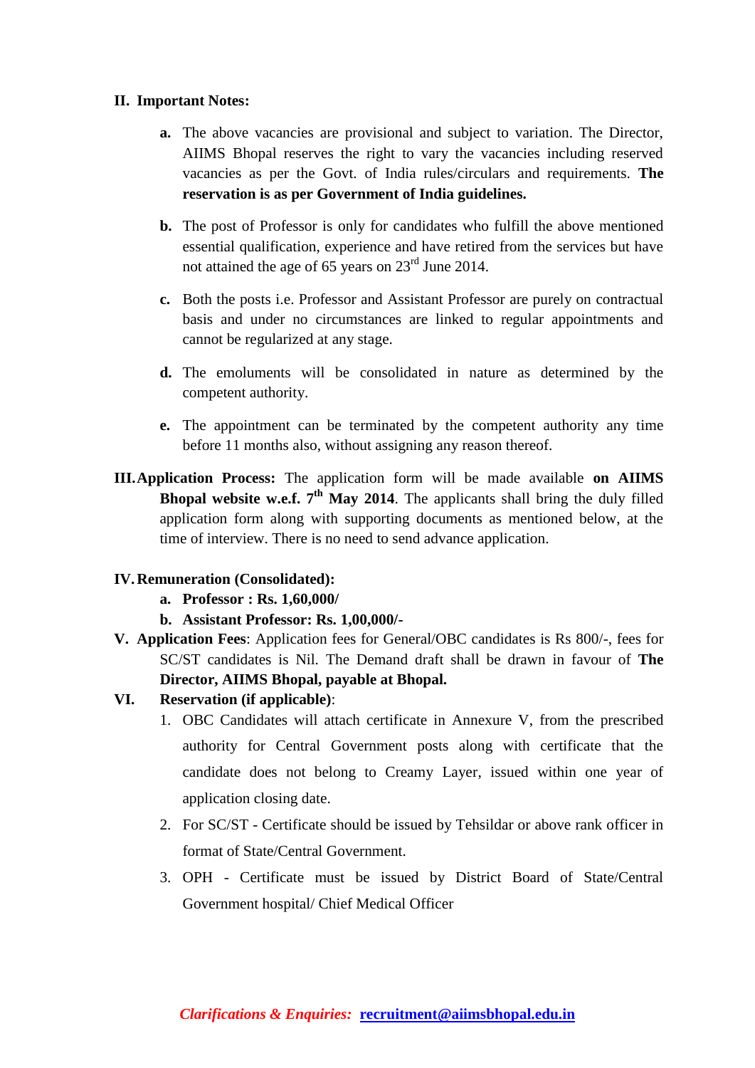**II. Important Notes:**

- **a.** The above vacancies are provisional and subject to variation. The Director, AIIMS Bhopal reserves the right to vary the vacancies including reserved vacancies as per the Govt. of India rules/circulars and requirements. **The reservation is as per Government of India guidelines.**

- **b.** The post of Professor is only for candidates who fulfill the above mentioned essential qualification, experience and have retired from the services but have not attained the age of 65 years on 23rd June 2014.

- **c.** Both the posts i.e. Professor and Assistant Professor are purely on contractual basis and under no circumstances are linked to regular appointments and cannot be regularized at any stage.

- **d.** The emoluments will be consolidated in nature as determined by the competent authority.

- **e.** The appointment can be terminated by the competent authority any time before 11 months also, without assigning any reason thereof.

**III. Application Process:** The application form will be made available **on AIIMS Bhopal website w.e.f. 7th May 2014**. The applicants shall bring the duly filled application form along with supporting documents as mentioned below, at the time of interview. There is no need to send advance application.

**IV. Remuneration (Consolidated):**

- **a. Professor : Rs. 1,60,000/**
- **b. Assistant Professor: Rs. 1,00,000/-**

**V. Application Fees**: Application fees for General/OBC candidates is Rs 800/-, fees for SC/ST candidates is Nil. The Demand draft shall be drawn in favour of **The Director, AIIMS Bhopal, payable at Bhopal.**

**VI. Reservation (if applicable)**:

1. OBC Candidates will attach certificate in Annexure V, from the prescribed authority for Central Government posts along with certificate that the candidate does not belong to Creamy Layer, issued within one year of application closing date.
2. For SC/ST - Certificate should be issued by Tehsildar or above rank officer in format of State/Central Government.
3. OPH - Certificate must be issued by District Board of State/Central Government hospital/ Chief Medical Officer

***Clarifications & Enquiries:*** **recruitment@aiimsbhopal.edu.in**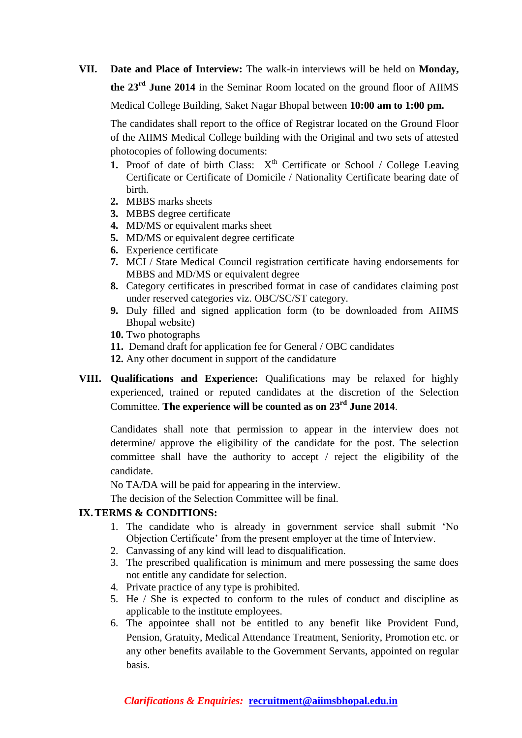**VII. Date and Place of Interview:** The walk-in interviews will be held on **Monday, the 23rd June 2014** in the Seminar Room located on the ground floor of AIIMS Medical College Building, Saket Nagar Bhopal between **10:00 am to 1:00 pm.**

The candidates shall report to the office of Registrar located on the Ground Floor of the AIIMS Medical College building with the Original and two sets of attested photocopies of following documents:

1. Proof of date of birth Class: Xth Certificate or School / College Leaving Certificate or Certificate of Domicile / Nationality Certificate bearing date of birth.
2. MBBS marks sheets
3. MBBS degree certificate
4. MD/MS or equivalent marks sheet
5. MD/MS or equivalent degree certificate
6. Experience certificate
7. MCI / State Medical Council registration certificate having endorsements for MBBS and MD/MS or equivalent degree
8. Category certificates in prescribed format in case of candidates claiming post under reserved categories viz. OBC/SC/ST category.
9. Duly filled and signed application form (to be downloaded from AIIMS Bhopal website)
10. Two photographs
11. Demand draft for application fee for General / OBC candidates
12. Any other document in support of the candidature

**VIII. Qualifications and Experience:** Qualifications may be relaxed for highly experienced, trained or reputed candidates at the discretion of the Selection Committee. **The experience will be counted as on 23rd June 2014**.

Candidates shall note that permission to appear in the interview does not determine/ approve the eligibility of the candidate for the post. The selection committee shall have the authority to accept / reject the eligibility of the candidate.

No TA/DA will be paid for appearing in the interview.

The decision of the Selection Committee will be final.

**IX. TERMS & CONDITIONS:**

1. The candidate who is already in government service shall submit 'No Objection Certificate' from the present employer at the time of Interview.
2. Canvassing of any kind will lead to disqualification.
3. The prescribed qualification is minimum and mere possessing the same does not entitle any candidate for selection.
4. Private practice of any type is prohibited.
5. He / She is expected to conform to the rules of conduct and discipline as applicable to the institute employees.
6. The appointee shall not be entitled to any benefit like Provident Fund, Pension, Gratuity, Medical Attendance Treatment, Seniority, Promotion etc. or any other benefits available to the Government Servants, appointed on regular basis.

***Clarifications & Enquiries:*** **recruitment@aiimsbhopal.edu.in**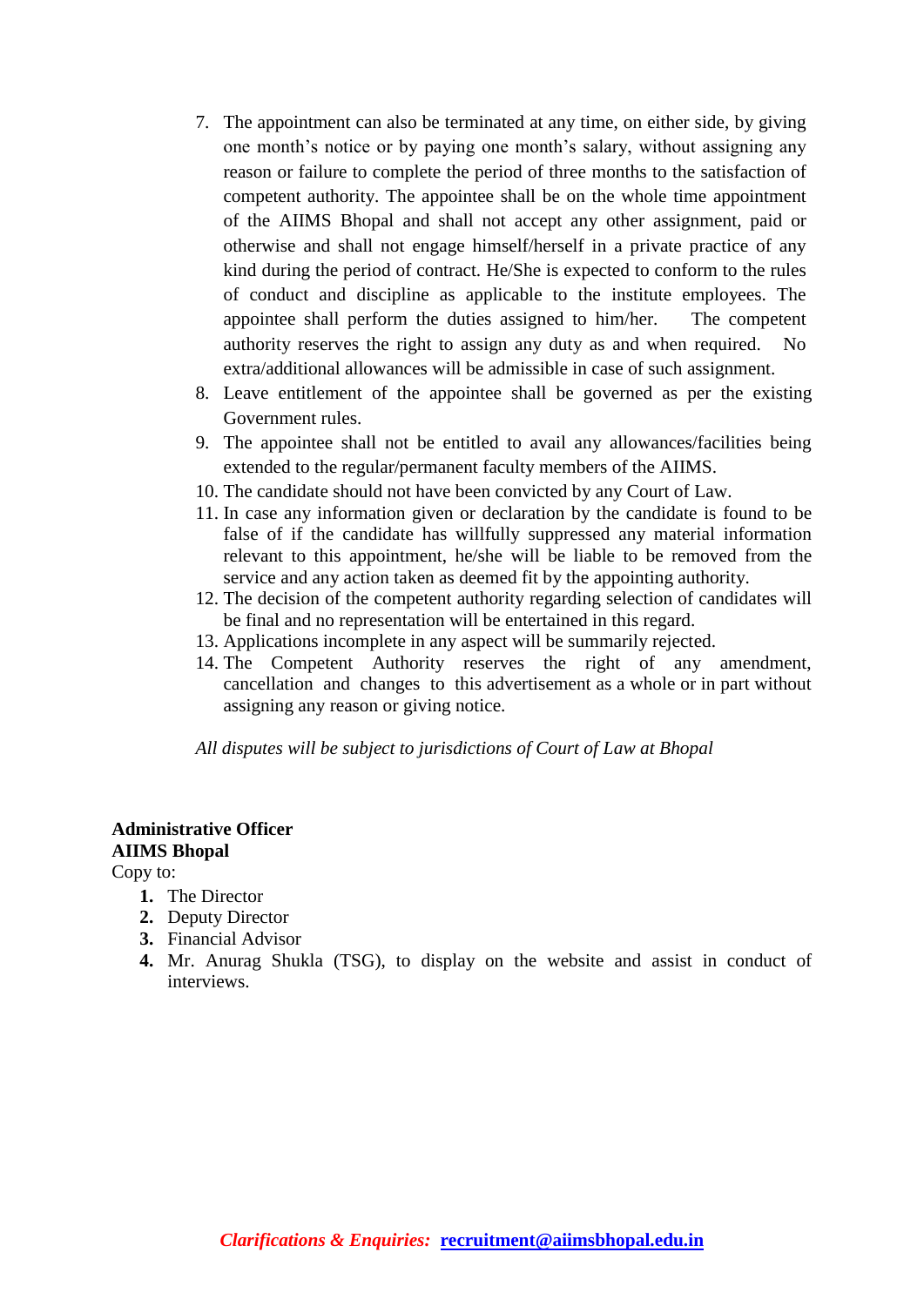7. The appointment can also be terminated at any time, on either side, by giving one month's notice or by paying one month's salary, without assigning any reason or failure to complete the period of three months to the satisfaction of competent authority. The appointee shall be on the whole time appointment of the AIIMS Bhopal and shall not accept any other assignment, paid or otherwise and shall not engage himself/herself in a private practice of any kind during the period of contract. He/She is expected to conform to the rules of conduct and discipline as applicable to the institute employees. The appointee shall perform the duties assigned to him/her. The competent authority reserves the right to assign any duty as and when required. No extra/additional allowances will be admissible in case of such assignment.
8. Leave entitlement of the appointee shall be governed as per the existing Government rules.
9. The appointee shall not be entitled to avail any allowances/facilities being extended to the regular/permanent faculty members of the AIIMS.
10. The candidate should not have been convicted by any Court of Law.
11. In case any information given or declaration by the candidate is found to be false of if the candidate has willfully suppressed any material information relevant to this appointment, he/she will be liable to be removed from the service and any action taken as deemed fit by the appointing authority.
12. The decision of the competent authority regarding selection of candidates will be final and no representation will be entertained in this regard.
13. Applications incomplete in any aspect will be summarily rejected.
14. The Competent Authority reserves the right of any amendment, cancellation and changes to this advertisement as a whole or in part without assigning any reason or giving notice.

*All disputes will be subject to jurisdictions of Court of Law at Bhopal*

**Administrative Officer**
**AIIMS Bhopal**

Copy to:

1. The Director
2. Deputy Director
3. Financial Advisor
4. Mr. Anurag Shukla (TSG), to display on the website and assist in conduct of interviews.

***Clarifications & Enquiries:*** **recruitment@aiimsbhopal.edu.in**